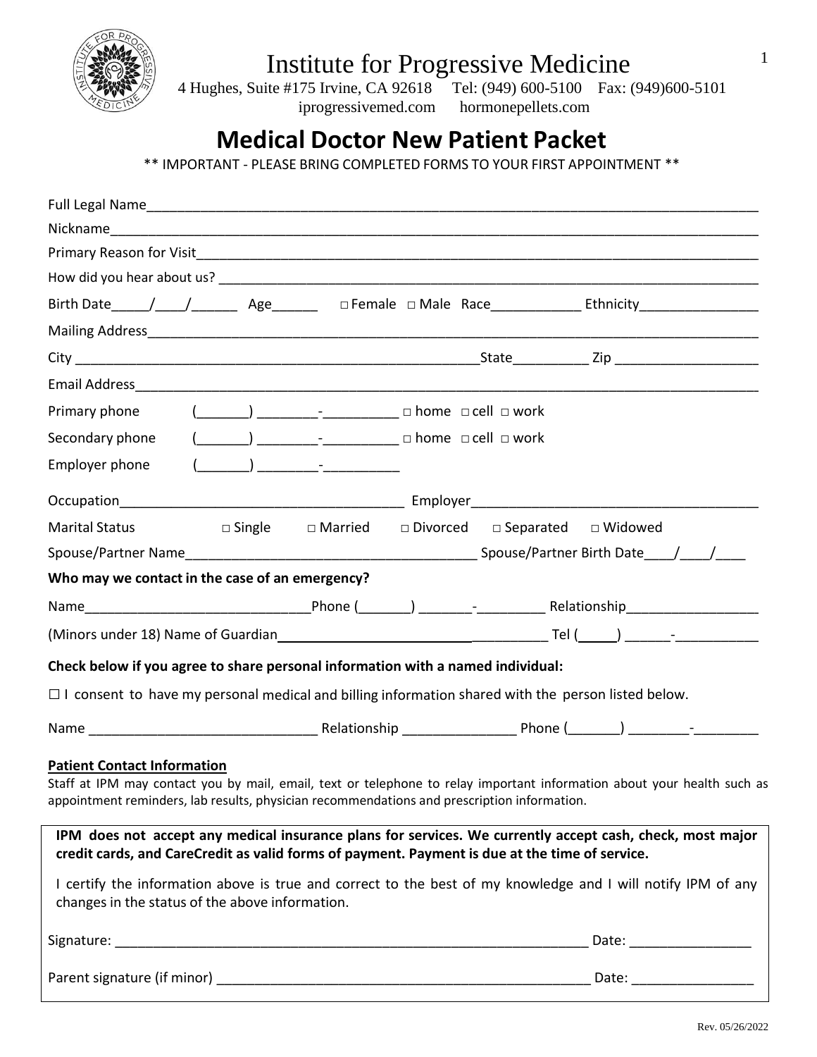# Institute for Progressive Medicine

4 Hughes, Suite #175 Irvine, CA 92618 Tel: (949) 600-5100 Fax: (949)600-5101
iprogressivemed.com hormonepellets.com

## Medical Doctor New Patient Packet

** IMPORTANT - PLEASE BRING COMPLETED FORMS TO YOUR FIRST APPOINTMENT **

Full Legal Name____________________________________________________________________________

Nickname__________________________________________________________________________________

Primary Reason for Visit____________________________________________________________________

How did you hear about us? _________________________________________________________________

Birth Date_____/____/______ Age______ □ Female □ Male Race____________ Ethnicity________________

Mailing Address____________________________________________________________________________

City ________________________________________________State__________ Zip ___________________

Email Address______________________________________________________________________________

Primary phone (_______) ________-__________ □ home □ cell □ work

Secondary phone (_______) ________-__________ □ home □ cell □ work

Employer phone (_______) ________-__________

Occupation______________________________________ Employer______________________________________

Marital Status □ Single □ Married □ Divorced □ Separated □ Widowed

Spouse/Partner Name_______________________________________ Spouse/Partner Birth Date____/____/____

**Who may we contact in the case of an emergency?**

Name_____________________________Phone (_______) _______-_________ Relationship_________________

(Minors under 18) Name of Guardian____________________________________ Tel (_____) ______-___________

**Check below if you agree to share personal information with a named individual:**

☐ I consent to have my personal medical and billing information shared with the person listed below.

Name ______________________________ Relationship _______________ Phone (_______) ________-________

**Patient Contact Information**

Staff at IPM may contact you by mail, email, text or telephone to relay important information about your health such as appointment reminders, lab results, physician recommendations and prescription information.

**IPM does not accept any medical insurance plans for services. We currently accept cash, check, most major credit cards, and CareCredit as valid forms of payment. Payment is due at the time of service.**

I certify the information above is true and correct to the best of my knowledge and I will notify IPM of any changes in the status of the above information.

Signature: ______________________________________________________________ Date: ________________

Parent signature (if minor) ____________________________________________________ Date: ________________

Rev. 05/26/2022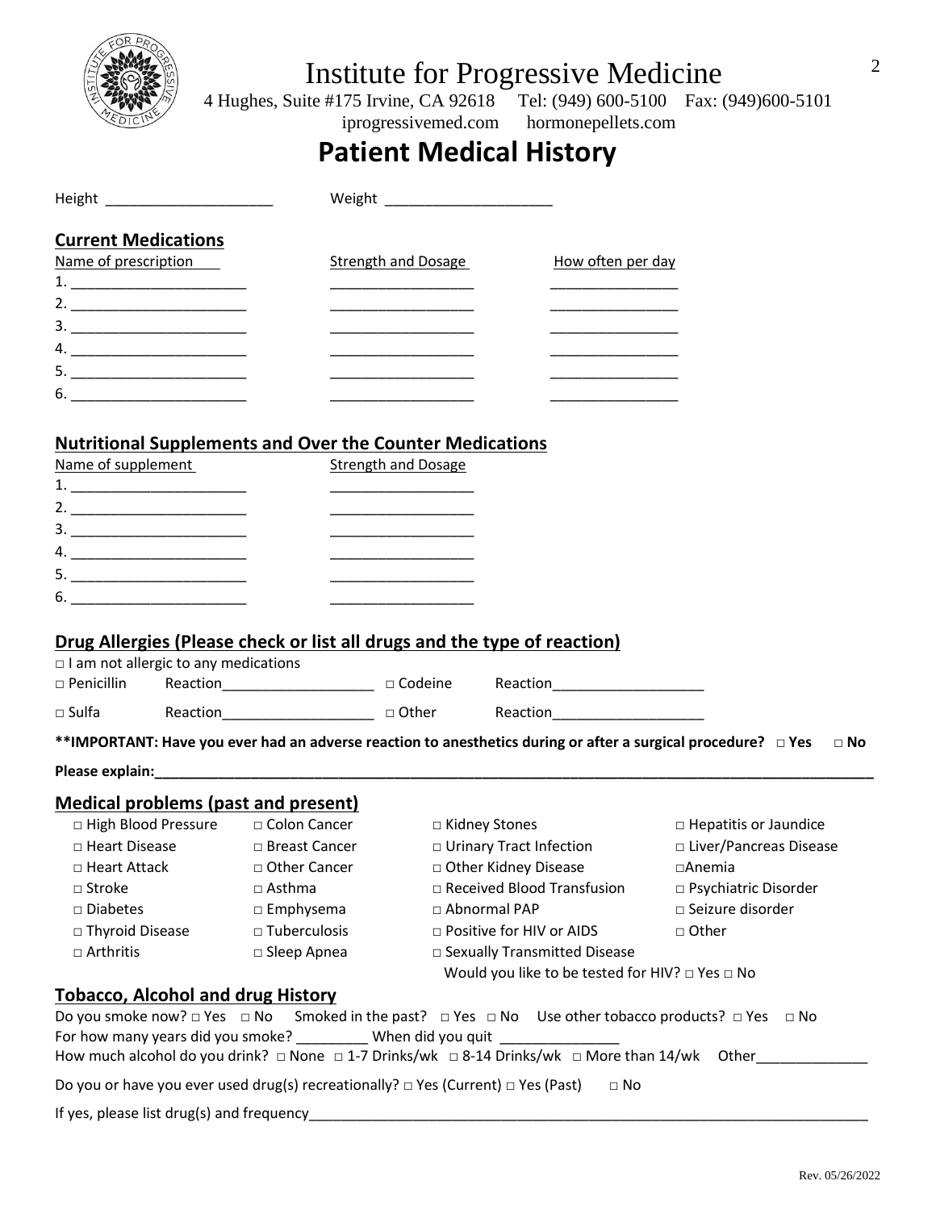# Institute for Progressive Medicine

4 Hughes, Suite #175 Irvine, CA 92618 Tel: (949) 600-5100 Fax: (949)600-5101
iprogressivemed.com hormonepellets.com

## Patient Medical History

Height ____________________ Weight ____________________

### Current Medications

| Name of prescription | Strength and Dosage | How often per day |
|---|---|---|
| 1. ____________________ | ________________ | ______________ |
| 2. ____________________ | ________________ | ______________ |
| 3. ____________________ | ________________ | ______________ |
| 4. ____________________ | ________________ | ______________ |
| 5. ____________________ | ________________ | ______________ |
| 6. ____________________ | ________________ | ______________ |

### Nutritional Supplements and Over the Counter Medications

| Name of supplement | Strength and Dosage |
|---|---|
| 1. ____________________ | ________________ |
| 2. ____________________ | ________________ |
| 3. ____________________ | ________________ |
| 4. ____________________ | ________________ |
| 5. ____________________ | ________________ |
| 6. ____________________ | ________________ |

### Drug Allergies (Please check or list all drugs and the type of reaction)

□ I am not allergic to any medications

□ Penicillin Reaction__________________ □ Codeine Reaction__________________

□ Sulfa Reaction__________________ □ Other Reaction__________________

**\*\*IMPORTANT: Have you ever had an adverse reaction to anesthetics during or after a surgical procedure? □ Yes □ No**

**Please explain:________________________________________________________________________________**

### Medical problems (past and present)

| | | | |
|---|---|---|---|
| □ High Blood Pressure | □ Colon Cancer | □ Kidney Stones | □ Hepatitis or Jaundice |
| □ Heart Disease | □ Breast Cancer | □ Urinary Tract Infection | □ Liver/Pancreas Disease |
| □ Heart Attack | □ Other Cancer | □ Other Kidney Disease | □Anemia |
| □ Stroke | □ Asthma | □ Received Blood Transfusion | □ Psychiatric Disorder |
| □ Diabetes | □ Emphysema | □ Abnormal PAP | □ Seizure disorder |
| □ Thyroid Disease | □ Tuberculosis | □ Positive for HIV or AIDS | □ Other |
| □ Arthritis | □ Sleep Apnea | □ Sexually Transmitted Disease | |

Would you like to be tested for HIV? □ Yes □ No

### Tobacco, Alcohol and drug History

Do you smoke now? □ Yes □ No Smoked in the past? □ Yes □ No Use other tobacco products? □ Yes □ No

For how many years did you smoke? _________ When did you quit _______________

How much alcohol do you drink? □ None □ 1-7 Drinks/wk □ 8-14 Drinks/wk □ More than 14/wk Other______________

Do you or have you ever used drug(s) recreationally? □ Yes (Current) □ Yes (Past) □ No

If yes, please list drug(s) and frequency__________________________________________________________________

Rev. 05/26/2022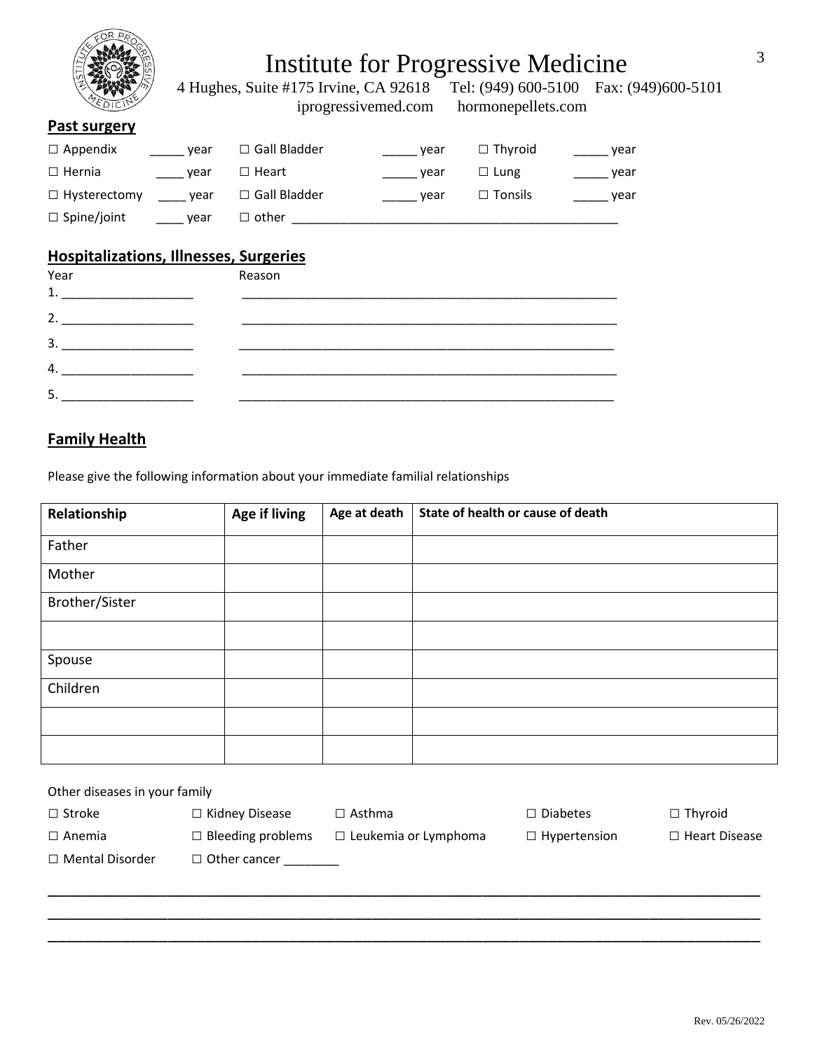# Institute for Progressive Medicine

4 Hughes, Suite #175 Irvine, CA 92618 Tel: (949) 600-5100 Fax: (949)600-5101
iprogressivemed.com hormonepellets.com

## Past surgery

☐ Appendix _____ year ☐ Gall Bladder _____ year ☐ Thyroid _____ year

☐ Hernia ____ year ☐ Heart _____ year ☐ Lung _____ year

☐ Hysterectomy ____ year ☐ Gall Bladder _____ year ☐ Tonsils _____ year

☐ Spine/joint ____ year ☐ other _______________________________________________

## Hospitalizations, Illnesses, Surgeries

Year Reason

1. ___________________ _______________________________________________________

2. ___________________ _______________________________________________________

3. ___________________ _______________________________________________________

4. ___________________ _______________________________________________________

5. ___________________ _______________________________________________________

## Family Health

Please give the following information about your immediate familial relationships

| Relationship | Age if living | Age at death | State of health or cause of death |
|---|---|---|---|
| Father | | | |
| Mother | | | |
| Brother/Sister | | | |
| | | | |
| Spouse | | | |
| Children | | | |
| | | | |
| | | | |

Other diseases in your family

☐ Stroke ☐ Kidney Disease ☐ Asthma ☐ Diabetes ☐ Thyroid

☐ Anemia ☐ Bleeding problems ☐ Leukemia or Lymphoma ☐ Hypertension ☐ Heart Disease

☐ Mental Disorder ☐ Other cancer ________

_____________________________________________________________________________________

_____________________________________________________________________________________

_____________________________________________________________________________________

Rev. 05/26/2022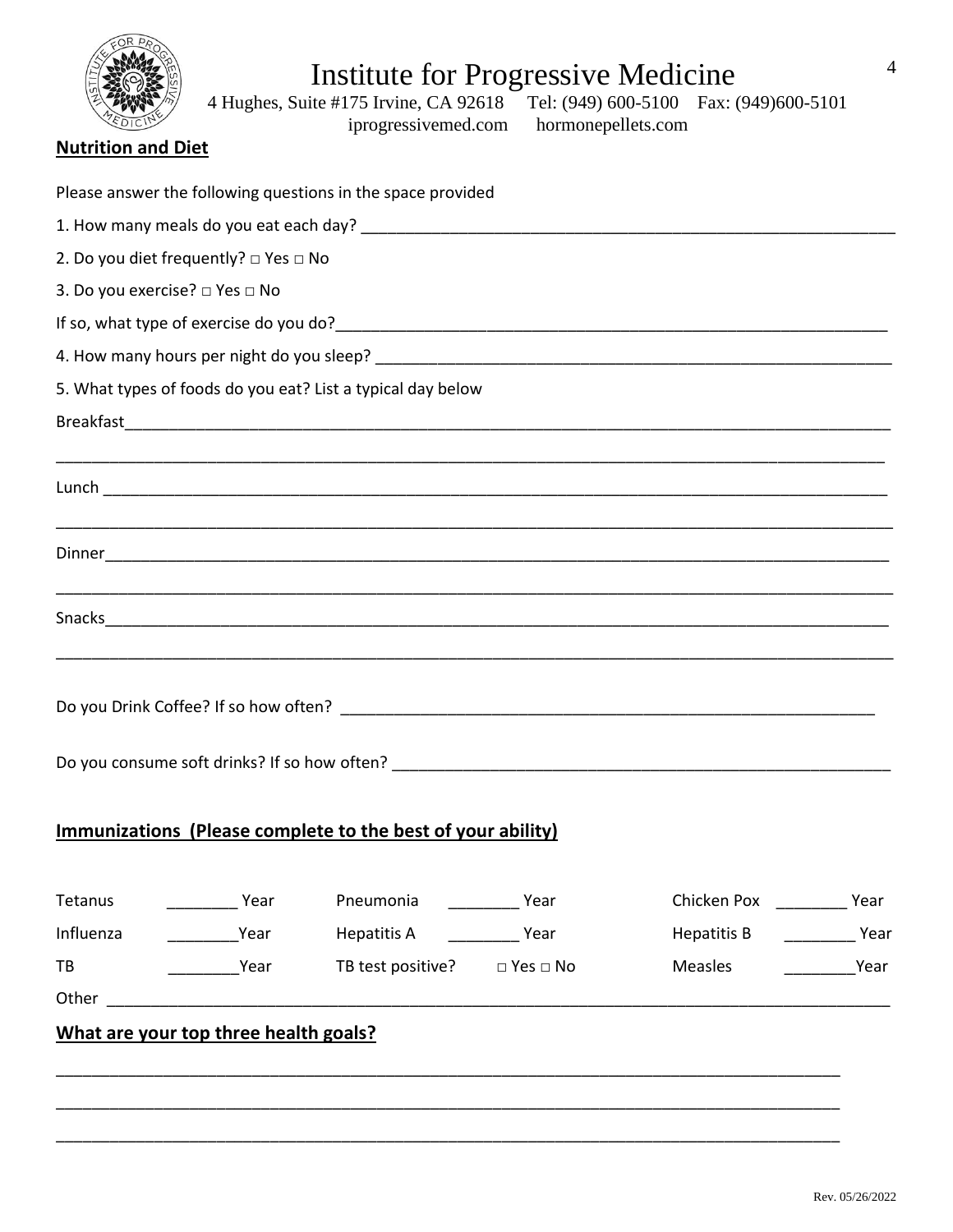# Institute for Progressive Medicine

4 Hughes, Suite #175 Irvine, CA 92618 Tel: (949) 600-5100 Fax: (949)600-5101
iprogressivemed.com hormonepellets.com

**Nutrition and Diet**

Please answer the following questions in the space provided

1. How many meals do you eat each day? ___________________________________________

2. Do you diet frequently? □ Yes □ No

3. Do you exercise? □ Yes □ No

If so, what type of exercise do you do?___________________________________________

4. How many hours per night do you sleep? ___________________________________________

5. What types of foods do you eat? List a typical day below

Breakfast___________________________________________

___________________________________________

Lunch ___________________________________________

___________________________________________

Dinner___________________________________________

___________________________________________

Snacks___________________________________________

___________________________________________

Do you Drink Coffee? If so how often? ___________________________________________

Do you consume soft drinks? If so how often? ___________________________________________

## Immunizations (Please complete to the best of your ability)

| | | | | | |
|---|---|---|---|---|---|
| Tetanus | ________ Year | Pneumonia | ________ Year | Chicken Pox | ________ Year |
| Influenza | ________Year | Hepatitis A | ________ Year | Hepatitis B | ________ Year |
| TB | ________Year | TB test positive? | □ Yes □ No | Measles | ________Year |

Other ___________________________________________

## What are your top three health goals?

___________________________________________

___________________________________________

___________________________________________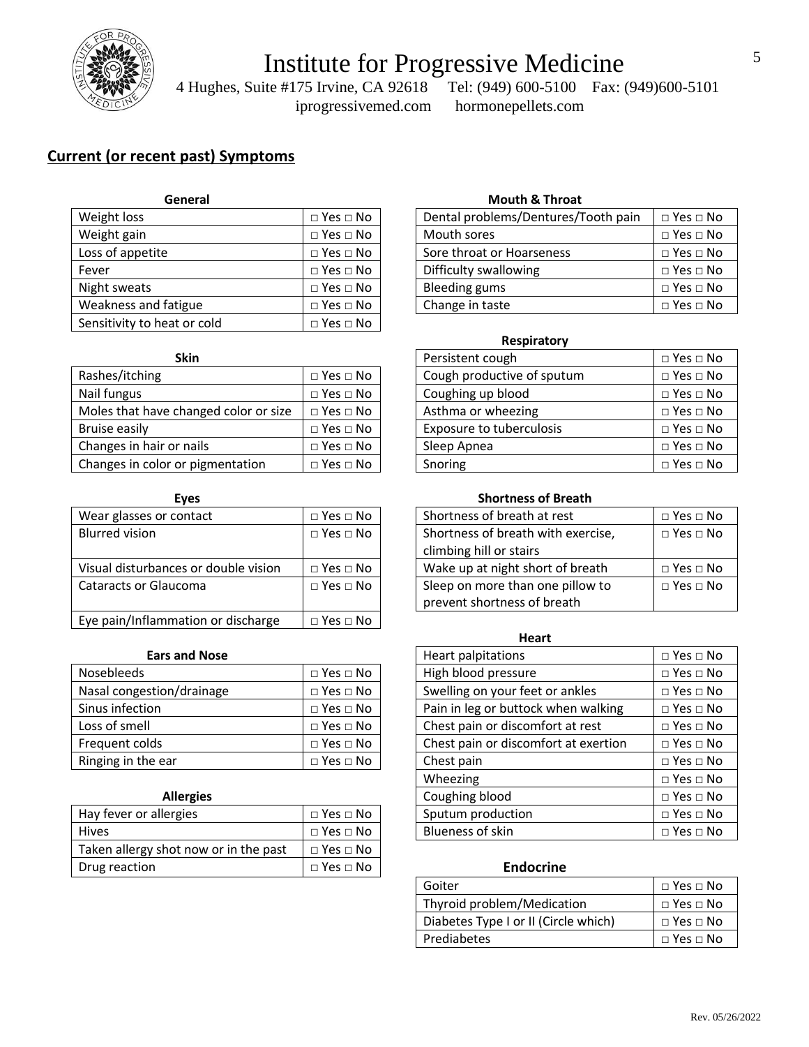# Institute for Progressive Medicine

4 Hughes, Suite #175 Irvine, CA 92618 Tel: (949) 600-5100 Fax: (949)600-5101
iprogressivemed.com hormonepellets.com

## Current (or recent past) Symptoms

**General**

| Weight loss | □ Yes □ No |
|---|---|
| Weight gain | □ Yes □ No |
| Loss of appetite | □ Yes □ No |
| Fever | □ Yes □ No |
| Night sweats | □ Yes □ No |
| Weakness and fatigue | □ Yes □ No |
| Sensitivity to heat or cold | □ Yes □ No |

**Skin**

| Rashes/itching | □ Yes □ No |
|---|---|
| Nail fungus | □ Yes □ No |
| Moles that have changed color or size | □ Yes □ No |
| Bruise easily | □ Yes □ No |
| Changes in hair or nails | □ Yes □ No |
| Changes in color or pigmentation | □ Yes □ No |

**Eyes**

| Wear glasses or contact | □ Yes □ No |
|---|---|
| Blurred vision | □ Yes □ No |
| Visual disturbances or double vision | □ Yes □ No |
| Cataracts or Glaucoma | □ Yes □ No |
| Eye pain/Inflammation or discharge | □ Yes □ No |

**Ears and Nose**

| Nosebleeds | □ Yes □ No |
|---|---|
| Nasal congestion/drainage | □ Yes □ No |
| Sinus infection | □ Yes □ No |
| Loss of smell | □ Yes □ No |
| Frequent colds | □ Yes □ No |
| Ringing in the ear | □ Yes □ No |

**Allergies**

| Hay fever or allergies | □ Yes □ No |
|---|---|
| Hives | □ Yes □ No |
| Taken allergy shot now or in the past | □ Yes □ No |
| Drug reaction | □ Yes □ No |

**Mouth & Throat**

| Dental problems/Dentures/Tooth pain | □ Yes □ No |
|---|---|
| Mouth sores | □ Yes □ No |
| Sore throat or Hoarseness | □ Yes □ No |
| Difficulty swallowing | □ Yes □ No |
| Bleeding gums | □ Yes □ No |
| Change in taste | □ Yes □ No |

**Respiratory**

| Persistent cough | □ Yes □ No |
|---|---|
| Cough productive of sputum | □ Yes □ No |
| Coughing up blood | □ Yes □ No |
| Asthma or wheezing | □ Yes □ No |
| Exposure to tuberculosis | □ Yes □ No |
| Sleep Apnea | □ Yes □ No |
| Snoring | □ Yes □ No |

**Shortness of Breath**

| Shortness of breath at rest | □ Yes □ No |
|---|---|
| Shortness of breath with exercise, climbing hill or stairs | □ Yes □ No |
| Wake up at night short of breath | □ Yes □ No |
| Sleep on more than one pillow to prevent shortness of breath | □ Yes □ No |

**Heart**

| Heart palpitations | □ Yes □ No |
|---|---|
| High blood pressure | □ Yes □ No |
| Swelling on your feet or ankles | □ Yes □ No |
| Pain in leg or buttock when walking | □ Yes □ No |
| Chest pain or discomfort at rest | □ Yes □ No |
| Chest pain or discomfort at exertion | □ Yes □ No |
| Chest pain | □ Yes □ No |
| Wheezing | □ Yes □ No |
| Coughing blood | □ Yes □ No |
| Sputum production | □ Yes □ No |
| Blueness of skin | □ Yes □ No |

**Endocrine**

| Goiter | □ Yes □ No |
|---|---|
| Thyroid problem/Medication | □ Yes □ No |
| Diabetes Type I or II (Circle which) | □ Yes □ No |
| Prediabetes | □ Yes □ No |

Rev. 05/26/2022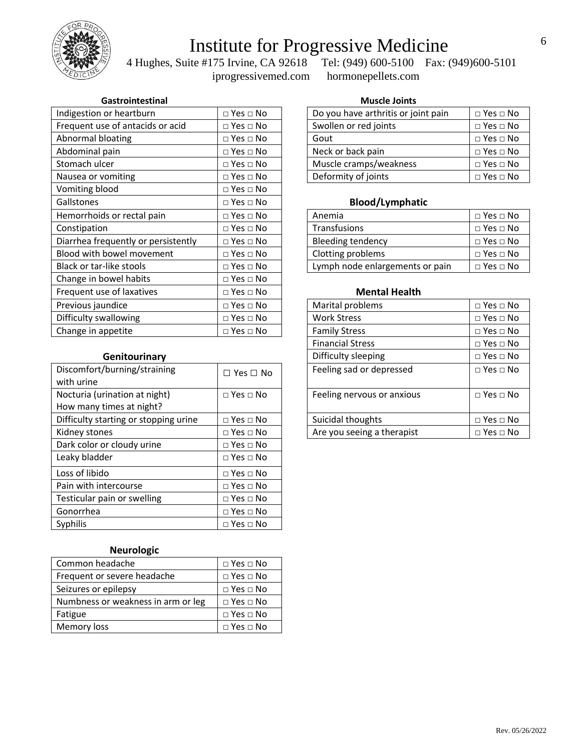# Institute for Progressive Medicine

4 Hughes, Suite #175 Irvine, CA 92618 Tel: (949) 600-5100 Fax: (949)600-5101
iprogressivemed.com hormonepellets.com

**Gastrointestinal**

| | |
|---|---|
| Indigestion or heartburn | □ Yes □ No |
| Frequent use of antacids or acid | □ Yes □ No |
| Abnormal bloating | □ Yes □ No |
| Abdominal pain | □ Yes □ No |
| Stomach ulcer | □ Yes □ No |
| Nausea or vomiting | □ Yes □ No |
| Vomiting blood | □ Yes □ No |
| Gallstones | □ Yes □ No |
| Hemorrhoids or rectal pain | □ Yes □ No |
| Constipation | □ Yes □ No |
| Diarrhea frequently or persistently | □ Yes □ No |
| Blood with bowel movement | □ Yes □ No |
| Black or tar-like stools | □ Yes □ No |
| Change in bowel habits | □ Yes □ No |
| Frequent use of laxatives | □ Yes □ No |
| Previous jaundice | □ Yes □ No |
| Difficulty swallowing | □ Yes □ No |
| Change in appetite | □ Yes □ No |

**Genitourinary**

| | |
|---|---|
| Discomfort/burning/straining with urine | ☐ Yes ☐ No |
| Nocturia (urination at night) How many times at night? | □ Yes □ No |
| Difficulty starting or stopping urine | □ Yes □ No |
| Kidney stones | □ Yes □ No |
| Dark color or cloudy urine | □ Yes □ No |
| Leaky bladder | □ Yes □ No |
| Loss of libido | □ Yes □ No |
| Pain with intercourse | □ Yes □ No |
| Testicular pain or swelling | □ Yes □ No |
| Gonorrhea | □ Yes □ No |
| Syphilis | □ Yes □ No |

**Neurologic**

| | |
|---|---|
| Common headache | □ Yes □ No |
| Frequent or severe headache | □ Yes □ No |
| Seizures or epilepsy | □ Yes □ No |
| Numbness or weakness in arm or leg | □ Yes □ No |
| Fatigue | □ Yes □ No |
| Memory loss | □ Yes □ No |

**Muscle Joints**

| | |
|---|---|
| Do you have arthritis or joint pain | □ Yes □ No |
| Swollen or red joints | □ Yes □ No |
| Gout | □ Yes □ No |
| Neck or back pain | □ Yes □ No |
| Muscle cramps/weakness | □ Yes □ No |
| Deformity of joints | □ Yes □ No |

**Blood/Lymphatic**

| | |
|---|---|
| Anemia | □ Yes □ No |
| Transfusions | □ Yes □ No |
| Bleeding tendency | □ Yes □ No |
| Clotting problems | □ Yes □ No |
| Lymph node enlargements or pain | □ Yes □ No |

**Mental Health**

| | |
|---|---|
| Marital problems | □ Yes □ No |
| Work Stress | □ Yes □ No |
| Family Stress | □ Yes □ No |
| Financial Stress | □ Yes □ No |
| Difficulty sleeping | □ Yes □ No |
| Feeling sad or depressed | □ Yes □ No |
| Feeling nervous or anxious | □ Yes □ No |
| Suicidal thoughts | □ Yes □ No |
| Are you seeing a therapist | □ Yes □ No |

Rev. 05/26/2022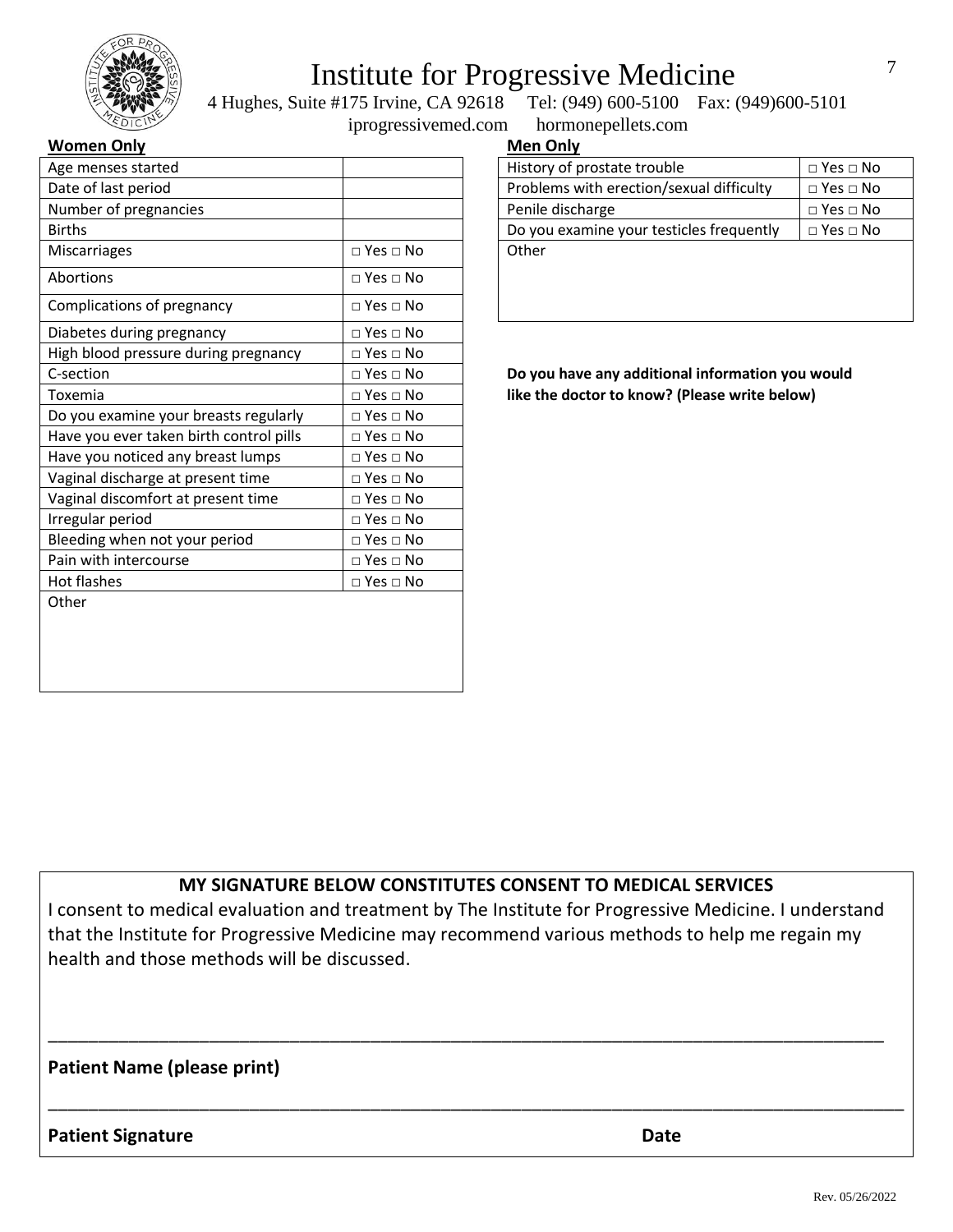# Institute for Progressive Medicine

4 Hughes, Suite #175 Irvine, CA 92618 Tel: (949) 600-5100 Fax: (949)600-5101

iprogressivemed.com hormonepellets.com

**Women Only**

| | |
|---|---|
| Age menses started | |
| Date of last period | |
| Number of pregnancies | |
| Births | |
| Miscarriages | □ Yes □ No |
| Abortions | □ Yes □ No |
| Complications of pregnancy | □ Yes □ No |
| Diabetes during pregnancy | □ Yes □ No |
| High blood pressure during pregnancy | □ Yes □ No |
| C-section | □ Yes □ No |
| Toxemia | □ Yes □ No |
| Do you examine your breasts regularly | □ Yes □ No |
| Have you ever taken birth control pills | □ Yes □ No |
| Have you noticed any breast lumps | □ Yes □ No |
| Vaginal discharge at present time | □ Yes □ No |
| Vaginal discomfort at present time | □ Yes □ No |
| Irregular period | □ Yes □ No |
| Bleeding when not your period | □ Yes □ No |
| Pain with intercourse | □ Yes □ No |
| Hot flashes | □ Yes □ No |
| Other | |

**Men Only**

| | |
|---|---|
| History of prostate trouble | □ Yes □ No |
| Problems with erection/sexual difficulty | □ Yes □ No |
| Penile discharge | □ Yes □ No |
| Do you examine your testicles frequently | □ Yes □ No |
| Other | |

**Do you have any additional information you would like the doctor to know? (Please write below)**

**MY SIGNATURE BELOW CONSTITUTES CONSENT TO MEDICAL SERVICES**

I consent to medical evaluation and treatment by The Institute for Progressive Medicine. I understand that the Institute for Progressive Medicine may recommend various methods to help me regain my health and those methods will be discussed.

_______________________________________________

**Patient Name (please print)**

_______________________________________________

**Patient Signature** **Date**

Rev. 05/26/2022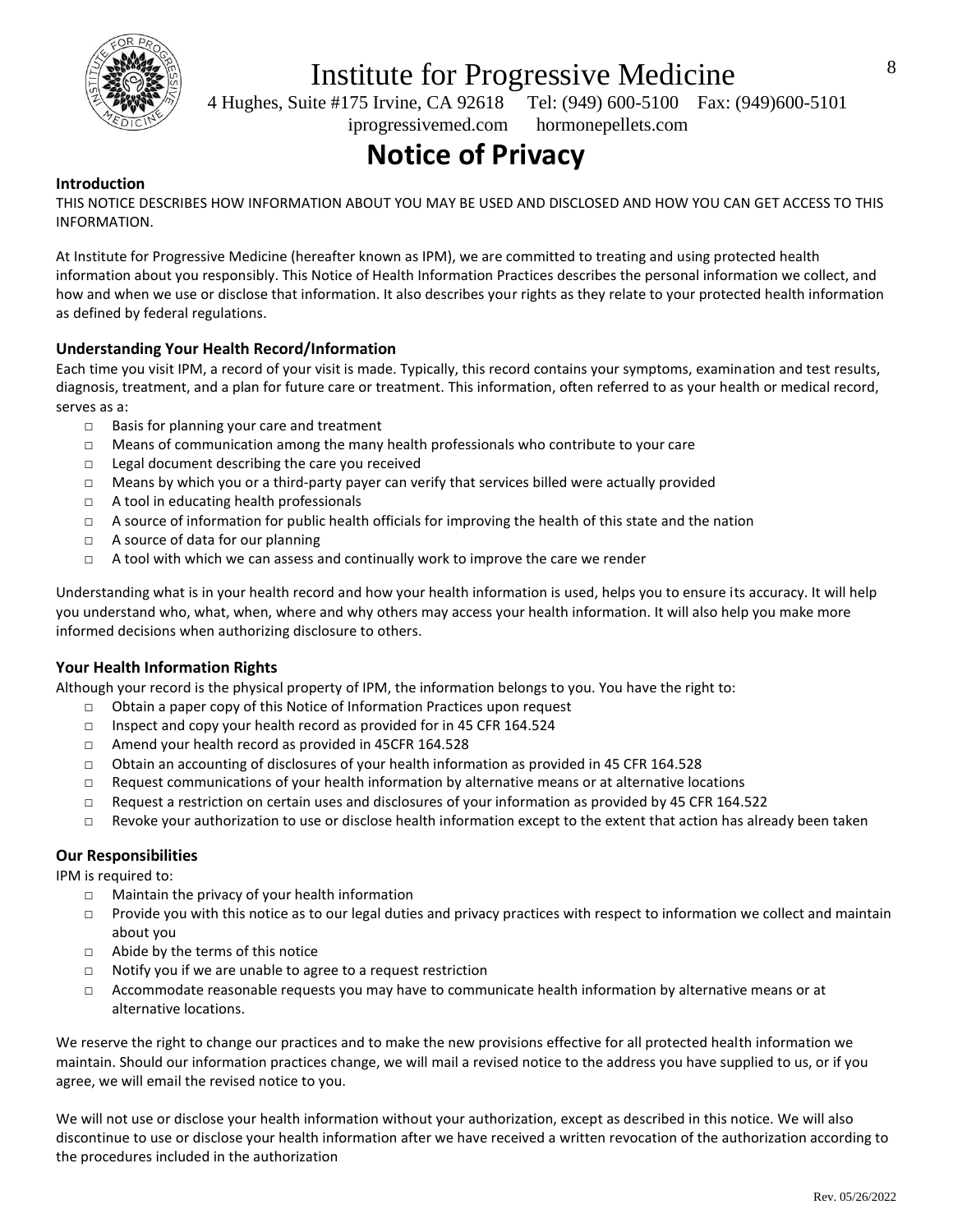# Institute for Progressive Medicine

4 Hughes, Suite #175 Irvine, CA 92618 Tel: (949) 600-5100 Fax: (949)600-5101

iprogressivemed.com hormonepellets.com

## Notice of Privacy

**Introduction**

THIS NOTICE DESCRIBES HOW INFORMATION ABOUT YOU MAY BE USED AND DISCLOSED AND HOW YOU CAN GET ACCESS TO THIS INFORMATION.

At Institute for Progressive Medicine (hereafter known as IPM), we are committed to treating and using protected health information about you responsibly. This Notice of Health Information Practices describes the personal information we collect, and how and when we use or disclose that information. It also describes your rights as they relate to your protected health information as defined by federal regulations.

### Understanding Your Health Record/Information

Each time you visit IPM, a record of your visit is made. Typically, this record contains your symptoms, examination and test results, diagnosis, treatment, and a plan for future care or treatment. This information, often referred to as your health or medical record, serves as a:

- Basis for planning your care and treatment
- Means of communication among the many health professionals who contribute to your care
- Legal document describing the care you received
- Means by which you or a third-party payer can verify that services billed were actually provided
- A tool in educating health professionals
- A source of information for public health officials for improving the health of this state and the nation
- A source of data for our planning
- A tool with which we can assess and continually work to improve the care we render

Understanding what is in your health record and how your health information is used, helps you to ensure its accuracy. It will help you understand who, what, when, where and why others may access your health information. It will also help you make more informed decisions when authorizing disclosure to others.

### Your Health Information Rights

Although your record is the physical property of IPM, the information belongs to you. You have the right to:

- Obtain a paper copy of this Notice of Information Practices upon request
- Inspect and copy your health record as provided for in 45 CFR 164.524
- Amend your health record as provided in 45CFR 164.528
- Obtain an accounting of disclosures of your health information as provided in 45 CFR 164.528
- Request communications of your health information by alternative means or at alternative locations
- Request a restriction on certain uses and disclosures of your information as provided by 45 CFR 164.522
- Revoke your authorization to use or disclose health information except to the extent that action has already been taken

### Our Responsibilities

IPM is required to:

- Maintain the privacy of your health information
- Provide you with this notice as to our legal duties and privacy practices with respect to information we collect and maintain about you
- Abide by the terms of this notice
- Notify you if we are unable to agree to a request restriction
- Accommodate reasonable requests you may have to communicate health information by alternative means or at alternative locations.

We reserve the right to change our practices and to make the new provisions effective for all protected health information we maintain. Should our information practices change, we will mail a revised notice to the address you have supplied to us, or if you agree, we will email the revised notice to you.

We will not use or disclose your health information without your authorization, except as described in this notice. We will also discontinue to use or disclose your health information after we have received a written revocation of the authorization according to the procedures included in the authorization

Rev. 05/26/2022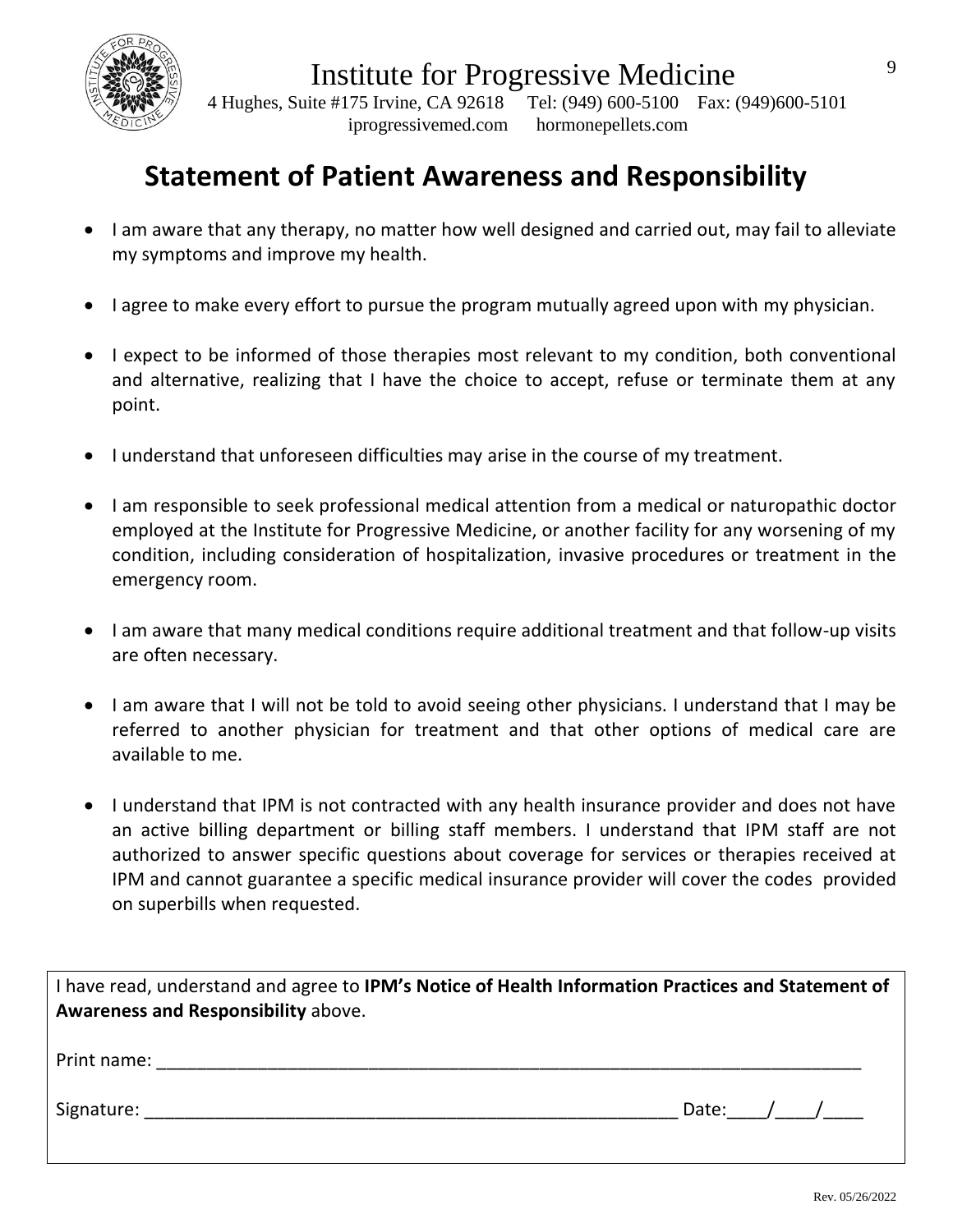Institute for Progressive Medicine

4 Hughes, Suite #175 Irvine, CA 92618  Tel: (949) 600-5100  Fax: (949)600-5101

iprogressivemed.com  hormonepellets.com

# Statement of Patient Awareness and Responsibility

- I am aware that any therapy, no matter how well designed and carried out, may fail to alleviate my symptoms and improve my health.
- I agree to make every effort to pursue the program mutually agreed upon with my physician.
- I expect to be informed of those therapies most relevant to my condition, both conventional and alternative, realizing that I have the choice to accept, refuse or terminate them at any point.
- I understand that unforeseen difficulties may arise in the course of my treatment.
- I am responsible to seek professional medical attention from a medical or naturopathic doctor employed at the Institute for Progressive Medicine, or another facility for any worsening of my condition, including consideration of hospitalization, invasive procedures or treatment in the emergency room.
- I am aware that many medical conditions require additional treatment and that follow-up visits are often necessary.
- I am aware that I will not be told to avoid seeing other physicians. I understand that I may be referred to another physician for treatment and that other options of medical care are available to me.
- I understand that IPM is not contracted with any health insurance provider and does not have an active billing department or billing staff members. I understand that IPM staff are not authorized to answer specific questions about coverage for services or therapies received at IPM and cannot guarantee a specific medical insurance provider will cover the codes provided on superbills when requested.

I have read, understand and agree to **IPM's Notice of Health Information Practices and Statement of Awareness and Responsibility** above.

Print name: ______________________________________________________________________________

Signature: __________________________________________________________ Date:____/____/____

Rev. 05/26/2022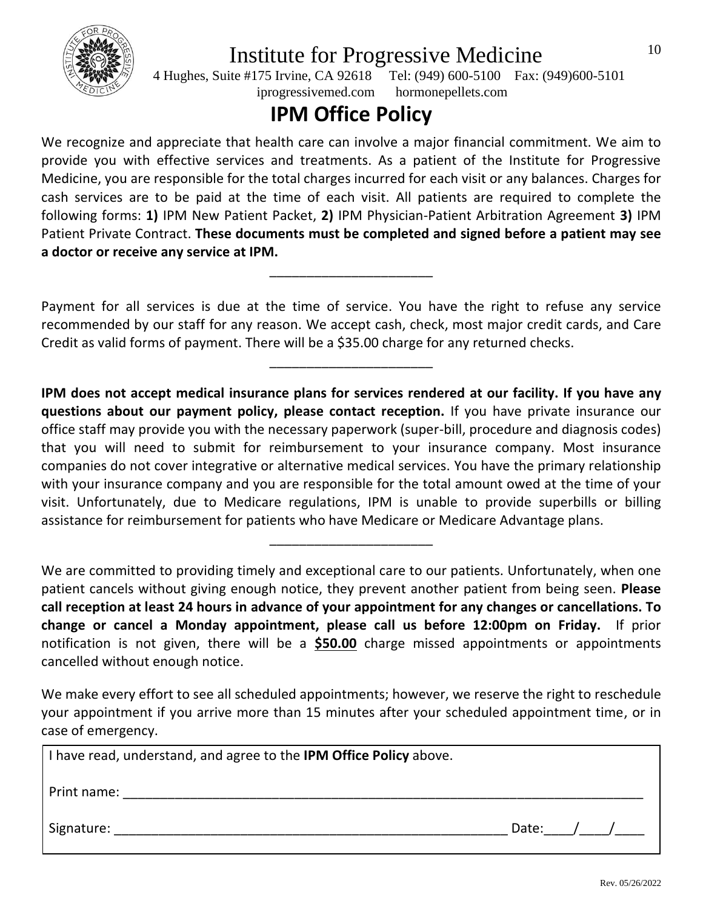# Institute for Progressive Medicine

4 Hughes, Suite #175 Irvine, CA 92618 Tel: (949) 600-5100 Fax: (949)600-5101
iprogressivemed.com hormonepellets.com

## IPM Office Policy

We recognize and appreciate that health care can involve a major financial commitment. We aim to provide you with effective services and treatments. As a patient of the Institute for Progressive Medicine, you are responsible for the total charges incurred for each visit or any balances. Charges for cash services are to be paid at the time of each visit. All patients are required to complete the following forms: **1)** IPM New Patient Packet, **2)** IPM Physician-Patient Arbitration Agreement **3)** IPM Patient Private Contract. **These documents must be completed and signed before a patient may see a doctor or receive any service at IPM.**

______________________

Payment for all services is due at the time of service. You have the right to refuse any service recommended by our staff for any reason. We accept cash, check, most major credit cards, and Care Credit as valid forms of payment. There will be a $35.00 charge for any returned checks.

______________________

**IPM does not accept medical insurance plans for services rendered at our facility. If you have any questions about our payment policy, please contact reception.** If you have private insurance our office staff may provide you with the necessary paperwork (super-bill, procedure and diagnosis codes) that you will need to submit for reimbursement to your insurance company. Most insurance companies do not cover integrative or alternative medical services. You have the primary relationship with your insurance company and you are responsible for the total amount owed at the time of your visit. Unfortunately, due to Medicare regulations, IPM is unable to provide superbills or billing assistance for reimbursement for patients who have Medicare or Medicare Advantage plans.

______________________

We are committed to providing timely and exceptional care to our patients. Unfortunately, when one patient cancels without giving enough notice, they prevent another patient from being seen. **Please call reception at least 24 hours in advance of your appointment for any changes or cancellations. To change or cancel a Monday appointment, please call us before 12:00pm on Friday.** If prior notification is not given, there will be a **$50.00** charge missed appointments or appointments cancelled without enough notice.

We make every effort to see all scheduled appointments; however, we reserve the right to reschedule your appointment if you arrive more than 15 minutes after your scheduled appointment time, or in case of emergency.

I have read, understand, and agree to the **IPM Office Policy** above.

Print name: ______________________________________________________________________

Signature: ______________________________________________________ Date:____/____/____

Rev. 05/26/2022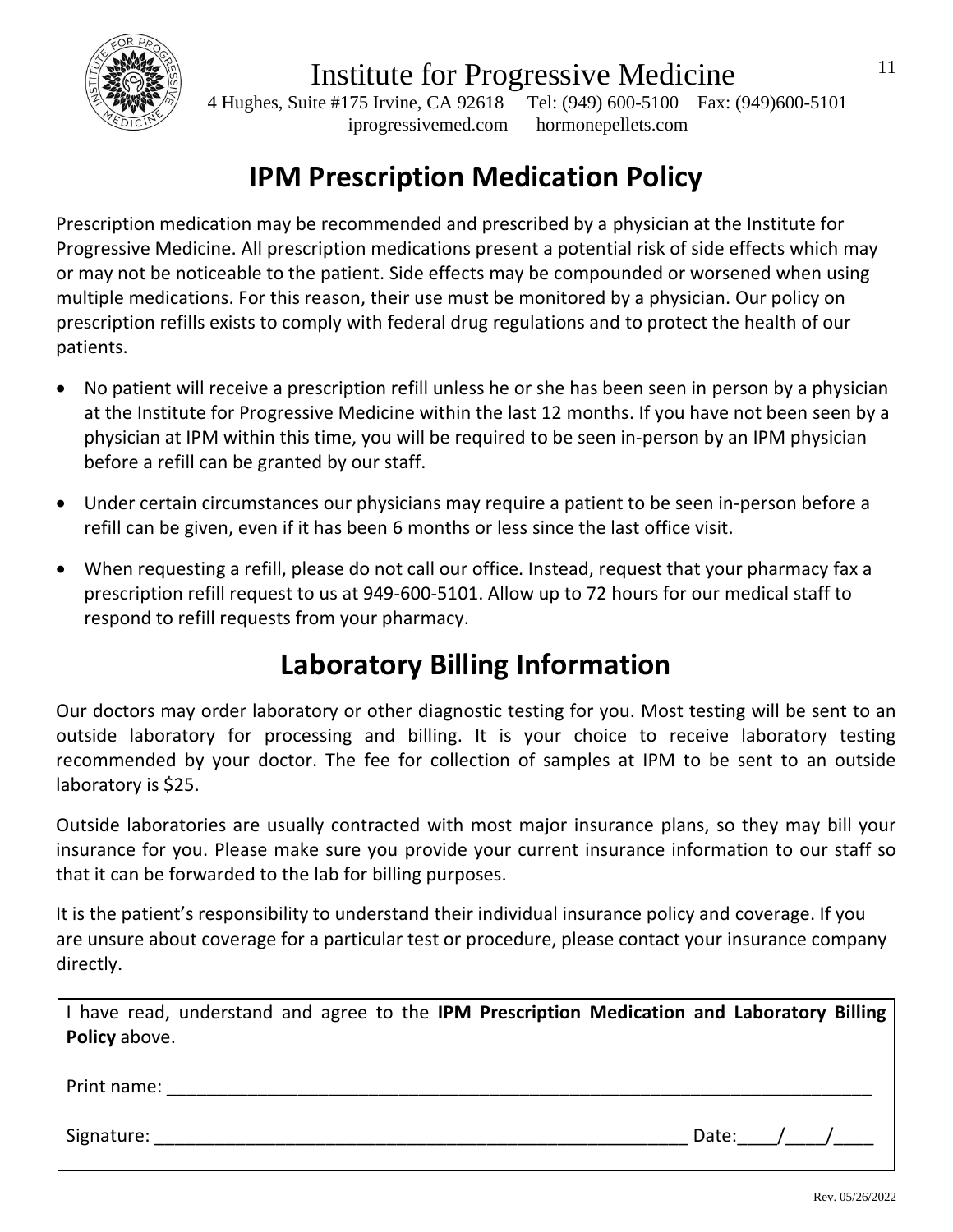# Institute for Progressive Medicine

4 Hughes, Suite #175 Irvine, CA 92618 Tel: (949) 600-5100 Fax: (949)600-5101
iprogressivemed.com hormonepellets.com

## IPM Prescription Medication Policy

Prescription medication may be recommended and prescribed by a physician at the Institute for Progressive Medicine. All prescription medications present a potential risk of side effects which may or may not be noticeable to the patient. Side effects may be compounded or worsened when using multiple medications. For this reason, their use must be monitored by a physician. Our policy on prescription refills exists to comply with federal drug regulations and to protect the health of our patients.

- No patient will receive a prescription refill unless he or she has been seen in person by a physician at the Institute for Progressive Medicine within the last 12 months. If you have not been seen by a physician at IPM within this time, you will be required to be seen in-person by an IPM physician before a refill can be granted by our staff.
- Under certain circumstances our physicians may require a patient to be seen in-person before a refill can be given, even if it has been 6 months or less since the last office visit.
- When requesting a refill, please do not call our office. Instead, request that your pharmacy fax a prescription refill request to us at 949-600-5101. Allow up to 72 hours for our medical staff to respond to refill requests from your pharmacy.

## Laboratory Billing Information

Our doctors may order laboratory or other diagnostic testing for you. Most testing will be sent to an outside laboratory for processing and billing. It is your choice to receive laboratory testing recommended by your doctor. The fee for collection of samples at IPM to be sent to an outside laboratory is $25.

Outside laboratories are usually contracted with most major insurance plans, so they may bill your insurance for you. Please make sure you provide your current insurance information to our staff so that it can be forwarded to the lab for billing purposes.

It is the patient's responsibility to understand their individual insurance policy and coverage. If you are unsure about coverage for a particular test or procedure, please contact your insurance company directly.

I have read, understand and agree to the **IPM Prescription Medication and Laboratory Billing Policy** above.

Print name: ___________________________________________________________________________

Signature: _________________________________________________________ Date:____/____/____

Rev. 05/26/2022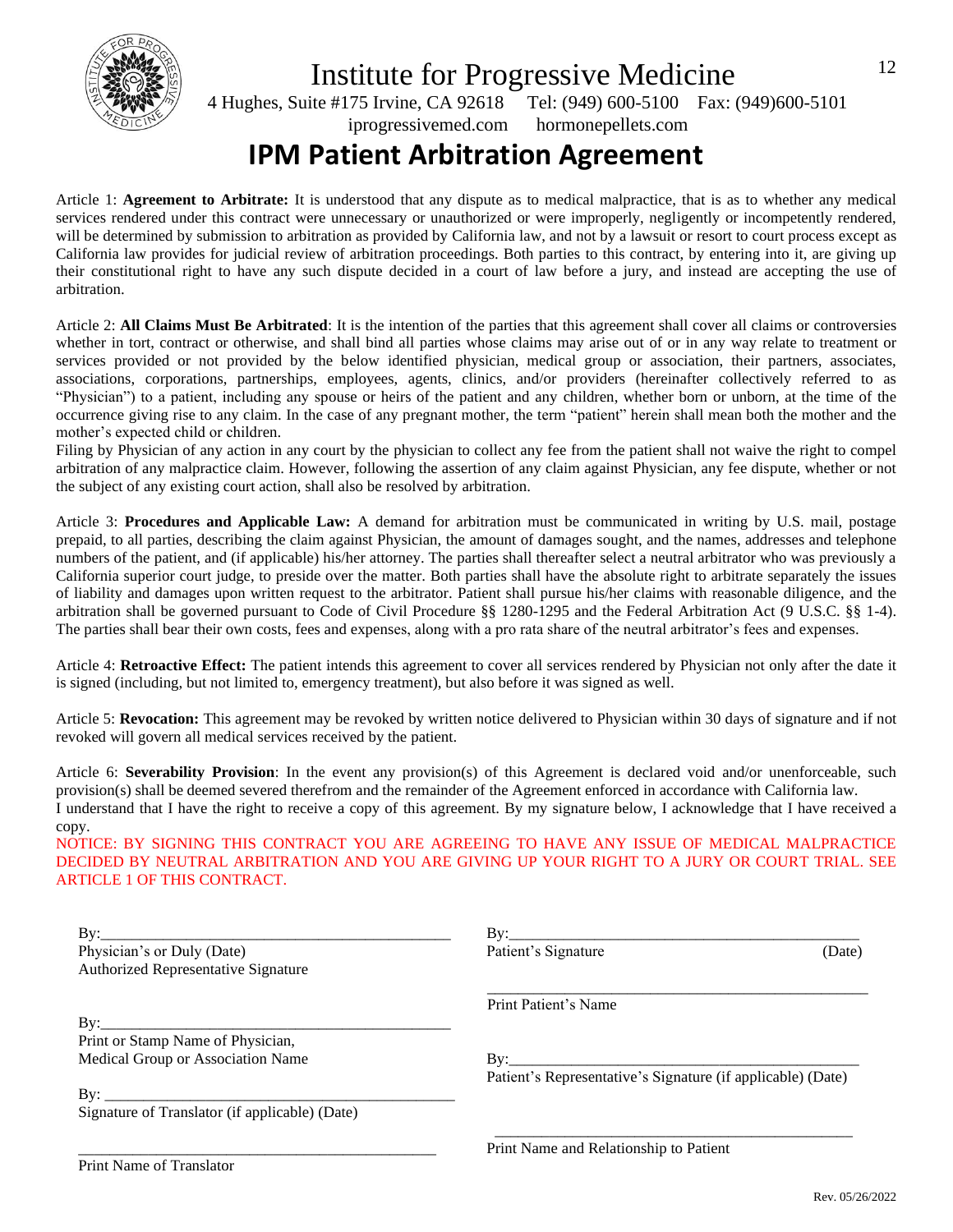# Institute for Progressive Medicine

4 Hughes, Suite #175 Irvine, CA 92618 Tel: (949) 600-5100 Fax: (949)600-5101

iprogressivemed.com hormonepellets.com

## IPM Patient Arbitration Agreement

Article 1: **Agreement to Arbitrate:** It is understood that any dispute as to medical malpractice, that is as to whether any medical services rendered under this contract were unnecessary or unauthorized or were improperly, negligently or incompetently rendered, will be determined by submission to arbitration as provided by California law, and not by a lawsuit or resort to court process except as California law provides for judicial review of arbitration proceedings. Both parties to this contract, by entering into it, are giving up their constitutional right to have any such dispute decided in a court of law before a jury, and instead are accepting the use of arbitration.

Article 2: **All Claims Must Be Arbitrated**: It is the intention of the parties that this agreement shall cover all claims or controversies whether in tort, contract or otherwise, and shall bind all parties whose claims may arise out of or in any way relate to treatment or services provided or not provided by the below identified physician, medical group or association, their partners, associates, associations, corporations, partnerships, employees, agents, clinics, and/or providers (hereinafter collectively referred to as "Physician") to a patient, including any spouse or heirs of the patient and any children, whether born or unborn, at the time of the occurrence giving rise to any claim. In the case of any pregnant mother, the term "patient" herein shall mean both the mother and the mother's expected child or children.

Filing by Physician of any action in any court by the physician to collect any fee from the patient shall not waive the right to compel arbitration of any malpractice claim. However, following the assertion of any claim against Physician, any fee dispute, whether or not the subject of any existing court action, shall also be resolved by arbitration.

Article 3: **Procedures and Applicable Law:** A demand for arbitration must be communicated in writing by U.S. mail, postage prepaid, to all parties, describing the claim against Physician, the amount of damages sought, and the names, addresses and telephone numbers of the patient, and (if applicable) his/her attorney. The parties shall thereafter select a neutral arbitrator who was previously a California superior court judge, to preside over the matter. Both parties shall have the absolute right to arbitrate separately the issues of liability and damages upon written request to the arbitrator. Patient shall pursue his/her claims with reasonable diligence, and the arbitration shall be governed pursuant to Code of Civil Procedure §§ 1280-1295 and the Federal Arbitration Act (9 U.S.C. §§ 1-4). The parties shall bear their own costs, fees and expenses, along with a pro rata share of the neutral arbitrator's fees and expenses.

Article 4: **Retroactive Effect:** The patient intends this agreement to cover all services rendered by Physician not only after the date it is signed (including, but not limited to, emergency treatment), but also before it was signed as well.

Article 5: **Revocation:** This agreement may be revoked by written notice delivered to Physician within 30 days of signature and if not revoked will govern all medical services received by the patient.

Article 6: **Severability Provision**: In the event any provision(s) of this Agreement is declared void and/or unenforceable, such provision(s) shall be deemed severed therefrom and the remainder of the Agreement enforced in accordance with California law.

I understand that I have the right to receive a copy of this agreement. By my signature below, I acknowledge that I have received a copy.

NOTICE: BY SIGNING THIS CONTRACT YOU ARE AGREEING TO HAVE ANY ISSUE OF MEDICAL MALPRACTICE DECIDED BY NEUTRAL ARBITRATION AND YOU ARE GIVING UP YOUR RIGHT TO A JURY OR COURT TRIAL. SEE ARTICLE 1 OF THIS CONTRACT.

By:______________________________________________
Physician's or Duly (Date)
Authorized Representative Signature

By:______________________________________________
Print or Stamp Name of Physician,
Medical Group or Association Name

By: ______________________________________________
Signature of Translator (if applicable) (Date)

______________________________________________
Print Name of Translator

By:______________________________________________
Patient's Signature (Date)

______________________________________________
Print Patient's Name

By:______________________________________________
Patient's Representative's Signature (if applicable) (Date)

______________________________________________
Print Name and Relationship to Patient

Rev. 05/26/2022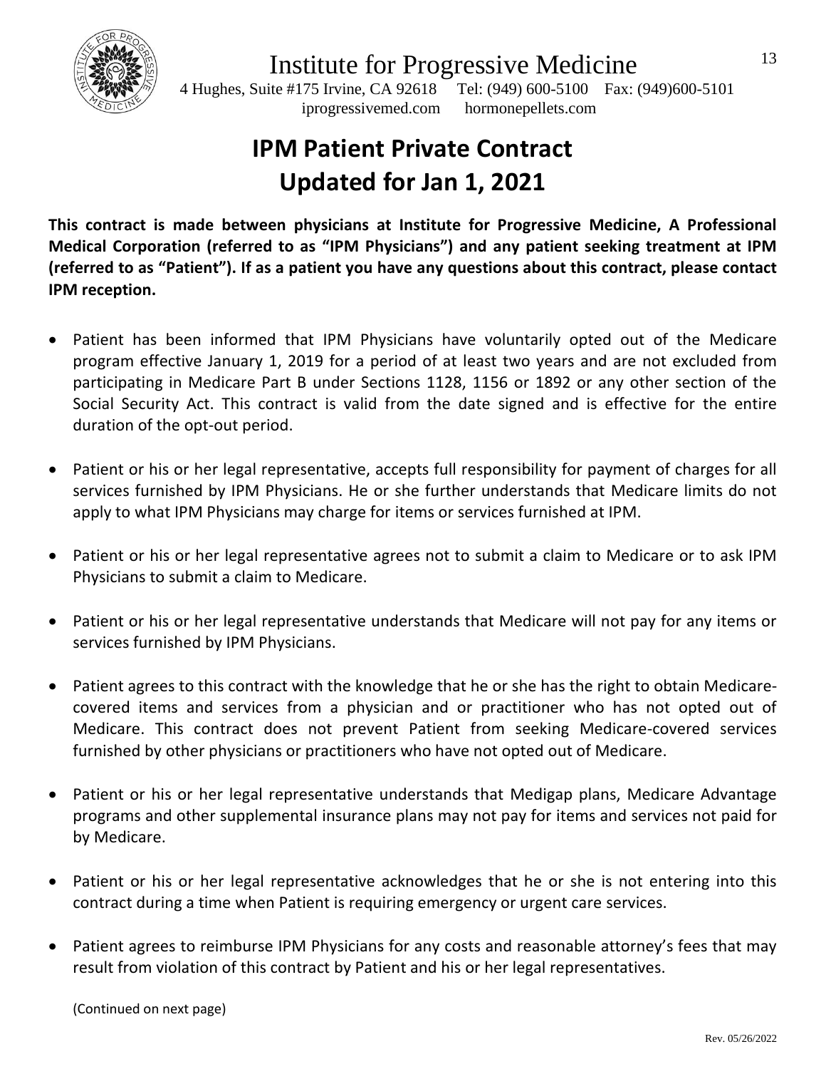Institute for Progressive Medicine

4 Hughes, Suite #175 Irvine, CA 92618 Tel: (949) 600-5100 Fax: (949)600-5101

iprogressivemed.com hormonepellets.com

# IPM Patient Private Contract
# Updated for Jan 1, 2021

**This contract is made between physicians at Institute for Progressive Medicine, A Professional Medical Corporation (referred to as "IPM Physicians") and any patient seeking treatment at IPM (referred to as "Patient"). If as a patient you have any questions about this contract, please contact IPM reception.**

- Patient has been informed that IPM Physicians have voluntarily opted out of the Medicare program effective January 1, 2019 for a period of at least two years and are not excluded from participating in Medicare Part B under Sections 1128, 1156 or 1892 or any other section of the Social Security Act. This contract is valid from the date signed and is effective for the entire duration of the opt-out period.
- Patient or his or her legal representative, accepts full responsibility for payment of charges for all services furnished by IPM Physicians. He or she further understands that Medicare limits do not apply to what IPM Physicians may charge for items or services furnished at IPM.
- Patient or his or her legal representative agrees not to submit a claim to Medicare or to ask IPM Physicians to submit a claim to Medicare.
- Patient or his or her legal representative understands that Medicare will not pay for any items or services furnished by IPM Physicians.
- Patient agrees to this contract with the knowledge that he or she has the right to obtain Medicare-covered items and services from a physician and or practitioner who has not opted out of Medicare. This contract does not prevent Patient from seeking Medicare-covered services furnished by other physicians or practitioners who have not opted out of Medicare.
- Patient or his or her legal representative understands that Medigap plans, Medicare Advantage programs and other supplemental insurance plans may not pay for items and services not paid for by Medicare.
- Patient or his or her legal representative acknowledges that he or she is not entering into this contract during a time when Patient is requiring emergency or urgent care services.
- Patient agrees to reimburse IPM Physicians for any costs and reasonable attorney's fees that may result from violation of this contract by Patient and his or her legal representatives.

(Continued on next page)

Rev. 05/26/2022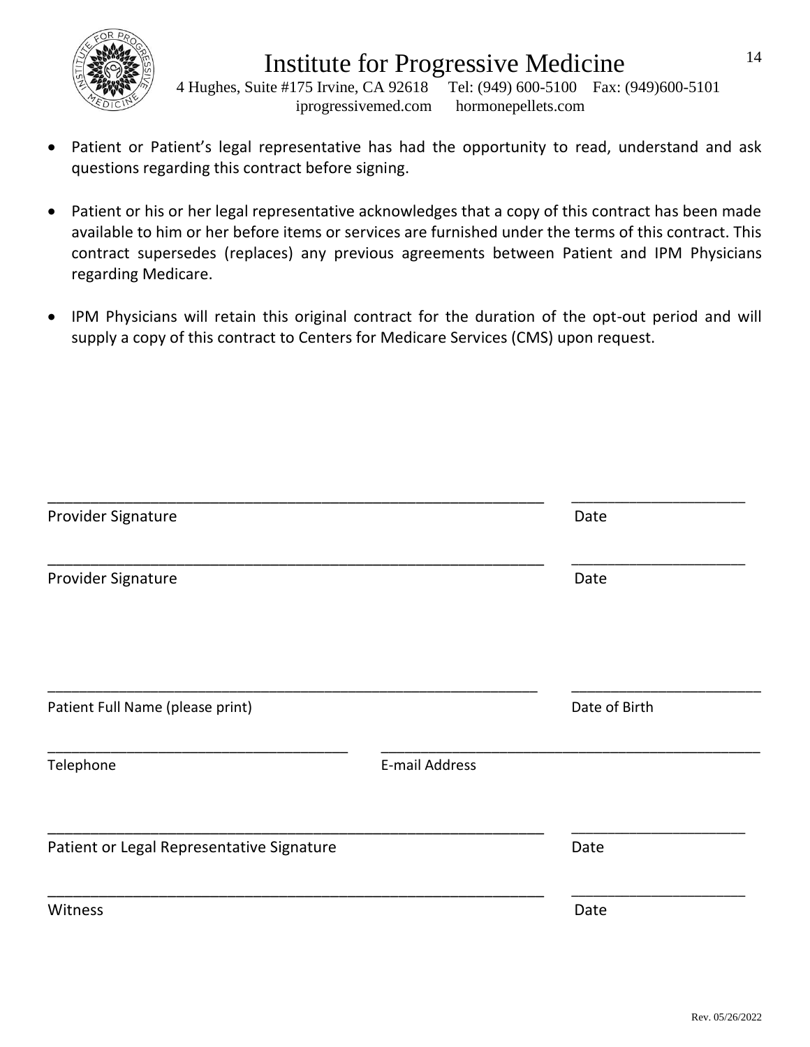# Institute for Progressive Medicine

4 Hughes, Suite #175 Irvine, CA 92618 Tel: (949) 600-5100 Fax: (949)600-5101
iprogressivemed.com hormonepellets.com

- Patient or Patient's legal representative has had the opportunity to read, understand and ask questions regarding this contract before signing.
- Patient or his or her legal representative acknowledges that a copy of this contract has been made available to him or her before items or services are furnished under the terms of this contract. This contract supersedes (replaces) any previous agreements between Patient and IPM Physicians regarding Medicare.
- IPM Physicians will retain this original contract for the duration of the opt-out period and will supply a copy of this contract to Centers for Medicare Services (CMS) upon request.

_______________________________________________ _______________
Provider Signature Date

_______________________________________________ _______________
Provider Signature Date

_______________________________________________ _______________
Patient Full Name (please print) Date of Birth

___________________________ _______________________________
Telephone E-mail Address

_______________________________________________ _______________
Patient or Legal Representative Signature Date

_______________________________________________ _______________
Witness Date

Rev. 05/26/2022